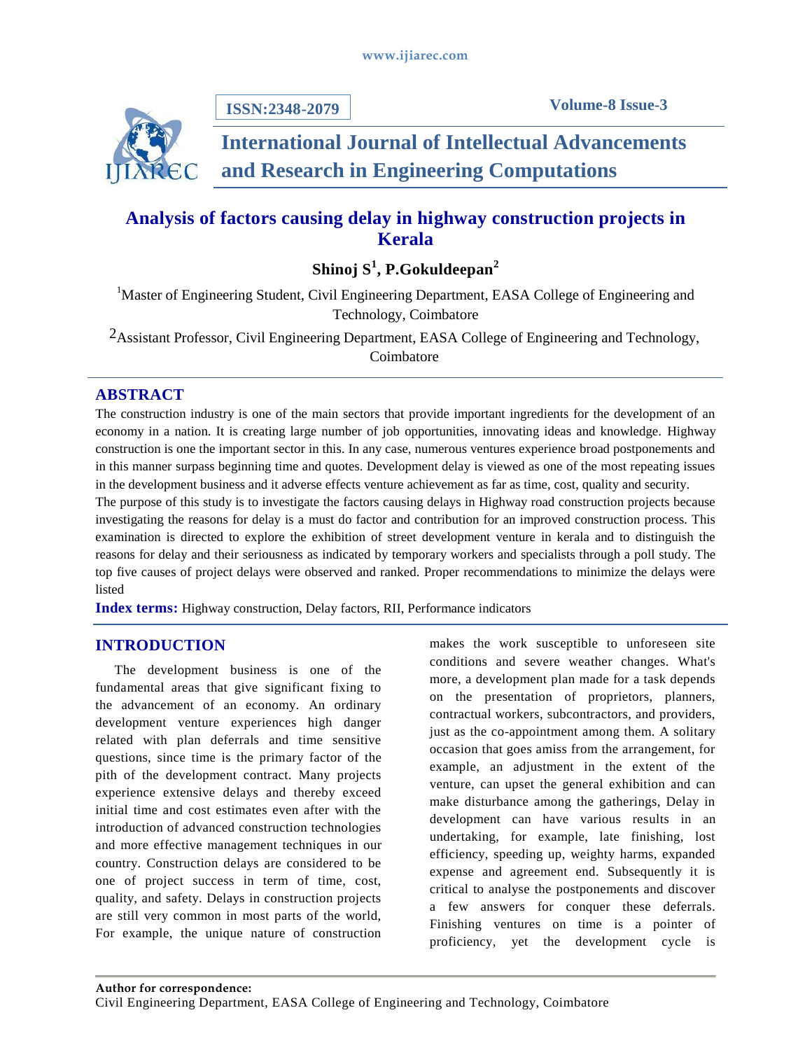# Analysis of factors causing delay in highway construction projects in Kerala

**Shinoj S[1], P.Gokuldeepan[2]**

[1]Master of Engineering Student, Civil Engineering Department, EASA College of Engineering and Technology, Coimbatore

[2]Assistant Professor, Civil Engineering Department, EASA College of Engineering and Technology, Coimbatore

## ABSTRACT

The construction industry is one of the main sectors that provide important ingredients for the development of an economy in a nation. It is creating large number of job opportunities, innovating ideas and knowledge. Highway construction is one the important sector in this. In any case, numerous ventures experience broad postponements and in this manner surpass beginning time and quotes. Development delay is viewed as one of the most repeating issues in the development business and it adverse effects venture achievement as far as time, cost, quality and security.

The purpose of this study is to investigate the factors causing delays in Highway road construction projects because investigating the reasons for delay is a must do factor and contribution for an improved construction process. This examination is directed to explore the exhibition of street development venture in kerala and to distinguish the reasons for delay and their seriousness as indicated by temporary workers and specialists through a poll study. The top five causes of project delays were observed and ranked. Proper recommendations to minimize the delays were listed

**Index terms:** Highway construction, Delay factors, RII, Performance indicators

## INTRODUCTION

The development business is one of the fundamental areas that give significant fixing to the advancement of an economy. An ordinary development venture experiences high danger related with plan deferrals and time sensitive questions, since time is the primary factor of the pith of the development contract. Many projects experience extensive delays and thereby exceed initial time and cost estimates even after with the introduction of advanced construction technologies and more effective management techniques in our country. Construction delays are considered to be one of project success in term of time, cost, quality, and safety. Delays in construction projects are still very common in most parts of the world, For example, the unique nature of construction makes the work susceptible to unforeseen site conditions and severe weather changes. What's more, a development plan made for a task depends on the presentation of proprietors, planners, contractual workers, subcontractors, and providers, just as the co-appointment among them. A solitary occasion that goes amiss from the arrangement, for example, an adjustment in the extent of the venture, can upset the general exhibition and can make disturbance among the gatherings, Delay in development can have various results in an undertaking, for example, late finishing, lost efficiency, speeding up, weighty harms, expanded expense and agreement end. Subsequently it is critical to analyse the postponements and discover a few answers for conquer these deferrals. Finishing ventures on time is a pointer of proficiency, yet the development cycle is

**Author for correspondence:**
Civil Engineering Department, EASA College of Engineering and Technology, Coimbatore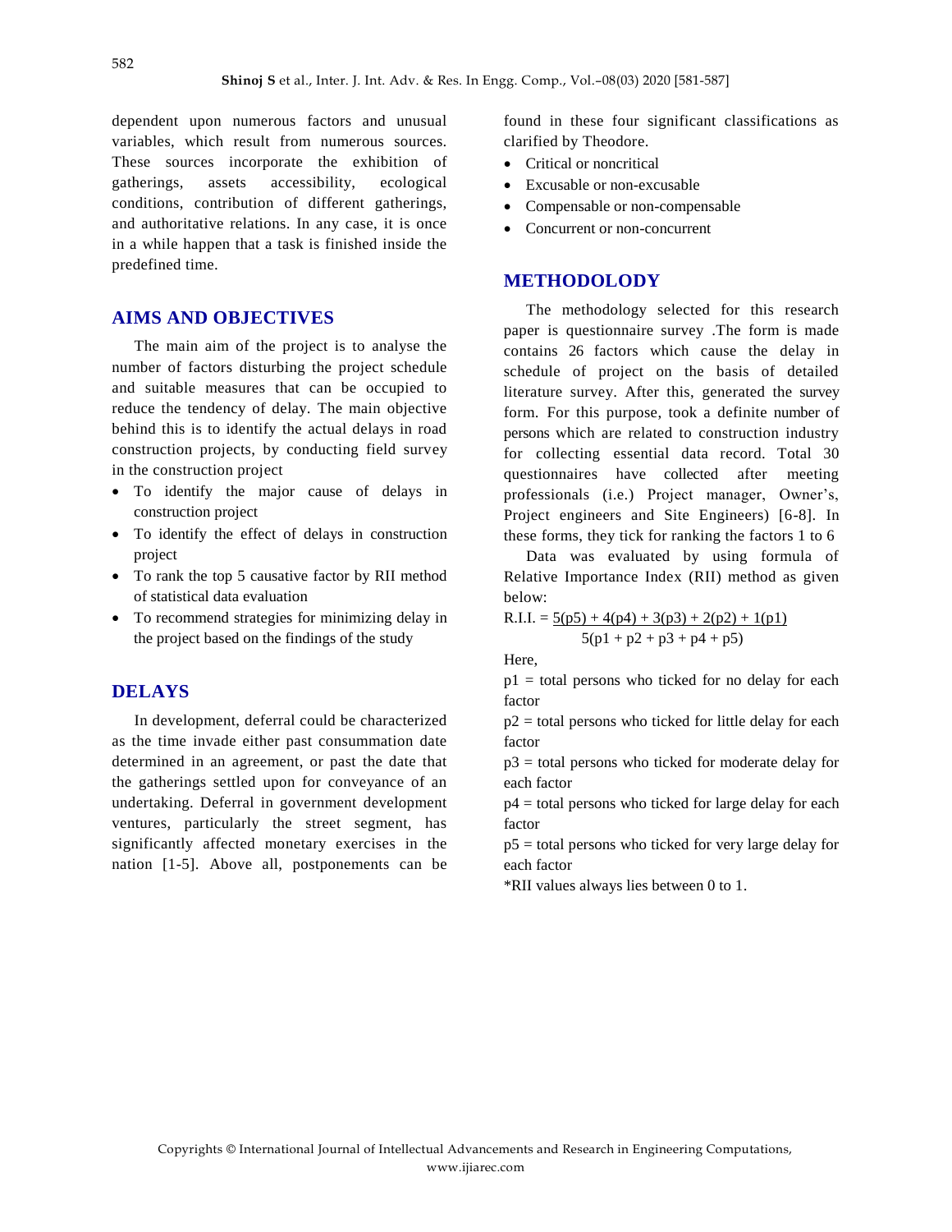dependent upon numerous factors and unusual variables, which result from numerous sources. These sources incorporate the exhibition of gatherings, assets accessibility, ecological conditions, contribution of different gatherings, and authoritative relations. In any case, it is once in a while happen that a task is finished inside the predefined time.

## AIMS AND OBJECTIVES

The main aim of the project is to analyse the number of factors disturbing the project schedule and suitable measures that can be occupied to reduce the tendency of delay. The main objective behind this is to identify the actual delays in road construction projects, by conducting field survey in the construction project

- To identify the major cause of delays in construction project
- To identify the effect of delays in construction project
- To rank the top 5 causative factor by RII method of statistical data evaluation
- To recommend strategies for minimizing delay in the project based on the findings of the study

## DELAYS

In development, deferral could be characterized as the time invade either past consummation date determined in an agreement, or past the date that the gatherings settled upon for conveyance of an undertaking. Deferral in government development ventures, particularly the street segment, has significantly affected monetary exercises in the nation [1-5]. Above all, postponements can be found in these four significant classifications as clarified by Theodore.

- Critical or noncritical
- Excusable or non-excusable
- Compensable or non-compensable
- Concurrent or non-concurrent

## METHODOLODY

The methodology selected for this research paper is questionnaire survey .The form is made contains 26 factors which cause the delay in schedule of project on the basis of detailed literature survey. After this, generated the survey form. For this purpose, took a definite number of persons which are related to construction industry for collecting essential data record. Total 30 questionnaires have collected after meeting professionals (i.e.) Project manager, Owner's, Project engineers and Site Engineers) [6-8]. In these forms, they tick for ranking the factors 1 to 6

Data was evaluated by using formula of Relative Importance Index (RII) method as given below:

$$\text{R.I.I.} = \frac{5(p5) + 4(p4) + 3(p3) + 2(p2) + 1(p1)}{5(p1 + p2 + p3 + p4 + p5)}$$

Here,

$p1$ = total persons who ticked for no delay for each factor

$p2$ = total persons who ticked for little delay for each factor

$p3$ = total persons who ticked for moderate delay for each factor

$p4$ = total persons who ticked for large delay for each factor

$p5$ = total persons who ticked for very large delay for each factor

*RII values always lies between 0 to 1.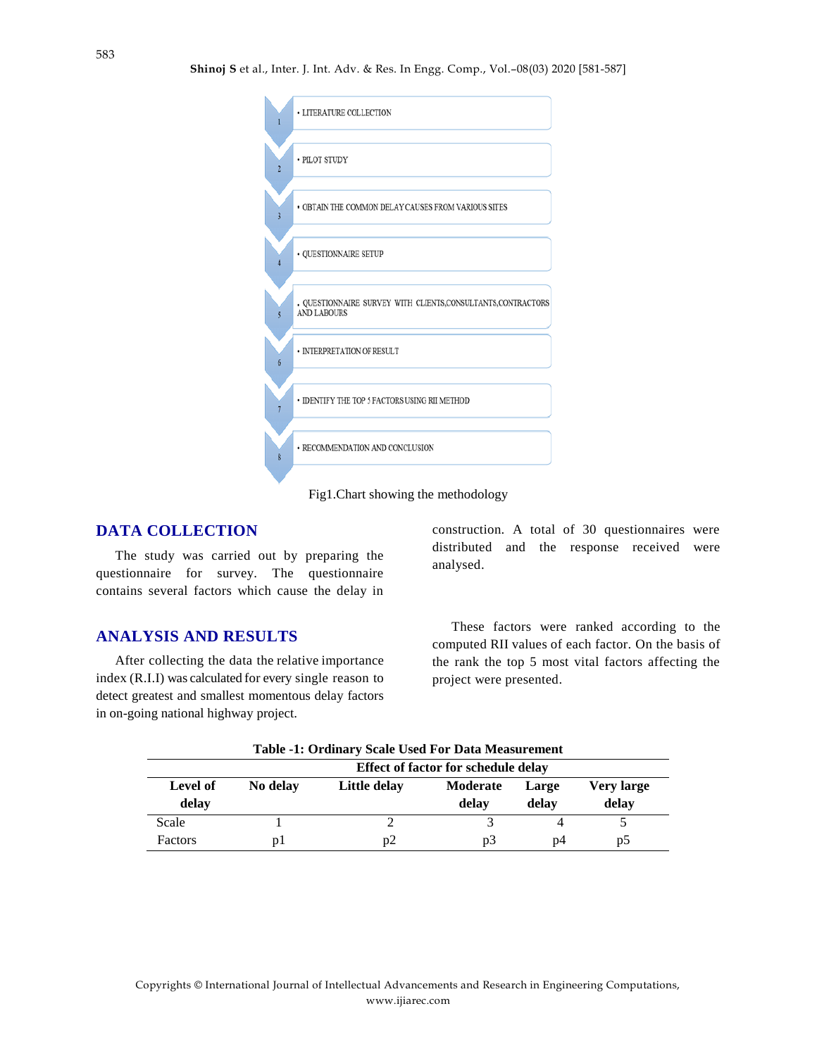1. LITERATURE COLLECTION
2. PILOT STUDY
3. OBTAIN THE COMMON DELAY CAUSES FROM VARIOUS SITES
4. QUESTIONNAIRE SETUP
5. QUESTIONNAIRE SURVEY WITH CLIENTS,CONSULTANTS,CONTRACTORS AND LABOURS
6. INTERPRETATION OF RESULT
7. IDENTIFY THE TOP 5 FACTORS USING RII METHOD
8. RECOMMENDATION AND CONCLUSION

Fig1.Chart showing the methodology

## DATA COLLECTION

The study was carried out by preparing the questionnaire for survey. The questionnaire contains several factors which cause the delay in construction. A total of 30 questionnaires were distributed and the response received were analysed.

## ANALYSIS AND RESULTS

After collecting the data the relative importance index (R.I.I) was calculated for every single reason to detect greatest and smallest momentous delay factors in on-going national highway project.

These factors were ranked according to the computed RII values of each factor. On the basis of the rank the top 5 most vital factors affecting the project were presented.

**Table -1: Ordinary Scale Used For Data Measurement**

| | Effect of factor for schedule delay | | | | |
|---|---|---|---|---|---|
| **Level of delay** | **No delay** | **Little delay** | **Moderate delay** | **Large delay** | **Very large delay** |
| Scale | 1 | 2 | 3 | 4 | 5 |
| Factors | p1 | p2 | p3 | p4 | p5 |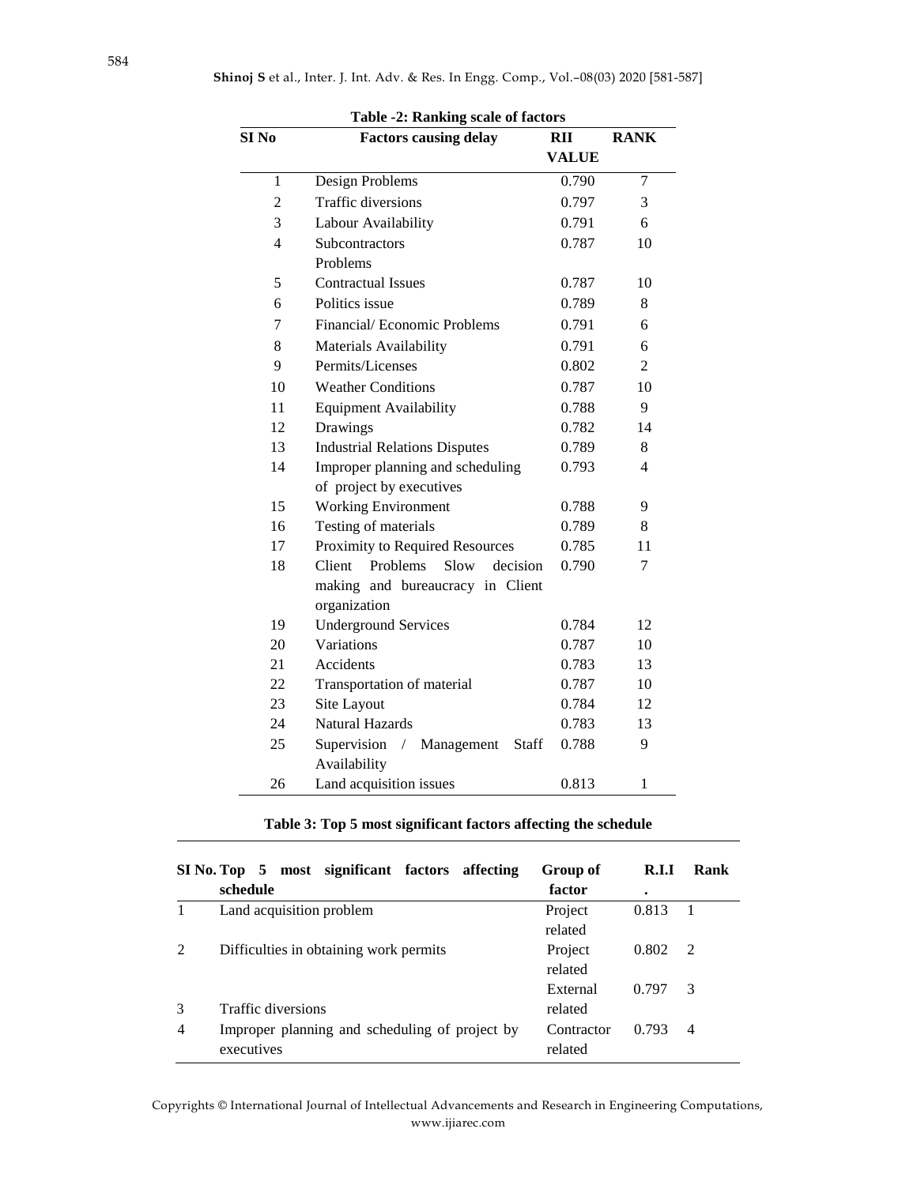**Table -2: Ranking scale of factors**

| SI No | Factors causing delay | RII VALUE | RANK |
|---|---|---|---|
| 1 | Design Problems | 0.790 | 7 |
| 2 | Traffic diversions | 0.797 | 3 |
| 3 | Labour Availability | 0.791 | 6 |
| 4 | Subcontractors Problems | 0.787 | 10 |
| 5 | Contractual Issues | 0.787 | 10 |
| 6 | Politics issue | 0.789 | 8 |
| 7 | Financial/ Economic Problems | 0.791 | 6 |
| 8 | Materials Availability | 0.791 | 6 |
| 9 | Permits/Licenses | 0.802 | 2 |
| 10 | Weather Conditions | 0.787 | 10 |
| 11 | Equipment Availability | 0.788 | 9 |
| 12 | Drawings | 0.782 | 14 |
| 13 | Industrial Relations Disputes | 0.789 | 8 |
| 14 | Improper planning and scheduling of project by executives | 0.793 | 4 |
| 15 | Working Environment | 0.788 | 9 |
| 16 | Testing of materials | 0.789 | 8 |
| 17 | Proximity to Required Resources | 0.785 | 11 |
| 18 | Client Problems Slow decision making and bureaucracy in Client organization | 0.790 | 7 |
| 19 | Underground Services | 0.784 | 12 |
| 20 | Variations | 0.787 | 10 |
| 21 | Accidents | 0.783 | 13 |
| 22 | Transportation of material | 0.787 | 10 |
| 23 | Site Layout | 0.784 | 12 |
| 24 | Natural Hazards | 0.783 | 13 |
| 25 | Supervision / Management Staff Availability | 0.788 | 9 |
| 26 | Land acquisition issues | 0.813 | 1 |

**Table 3: Top 5 most significant factors affecting the schedule**

| SI No. | Top 5 most significant factors affecting schedule | Group of factor | R.I.I. | Rank |
|---|---|---|---|---|
| 1 | Land acquisition problem | Project related | 0.813 | 1 |
| 2 | Difficulties in obtaining work permits | Project related | 0.802 | 2 |
| 3 | Traffic diversions | External related | 0.797 | 3 |
| 4 | Improper planning and scheduling of project by executives | Contractor related | 0.793 | 4 |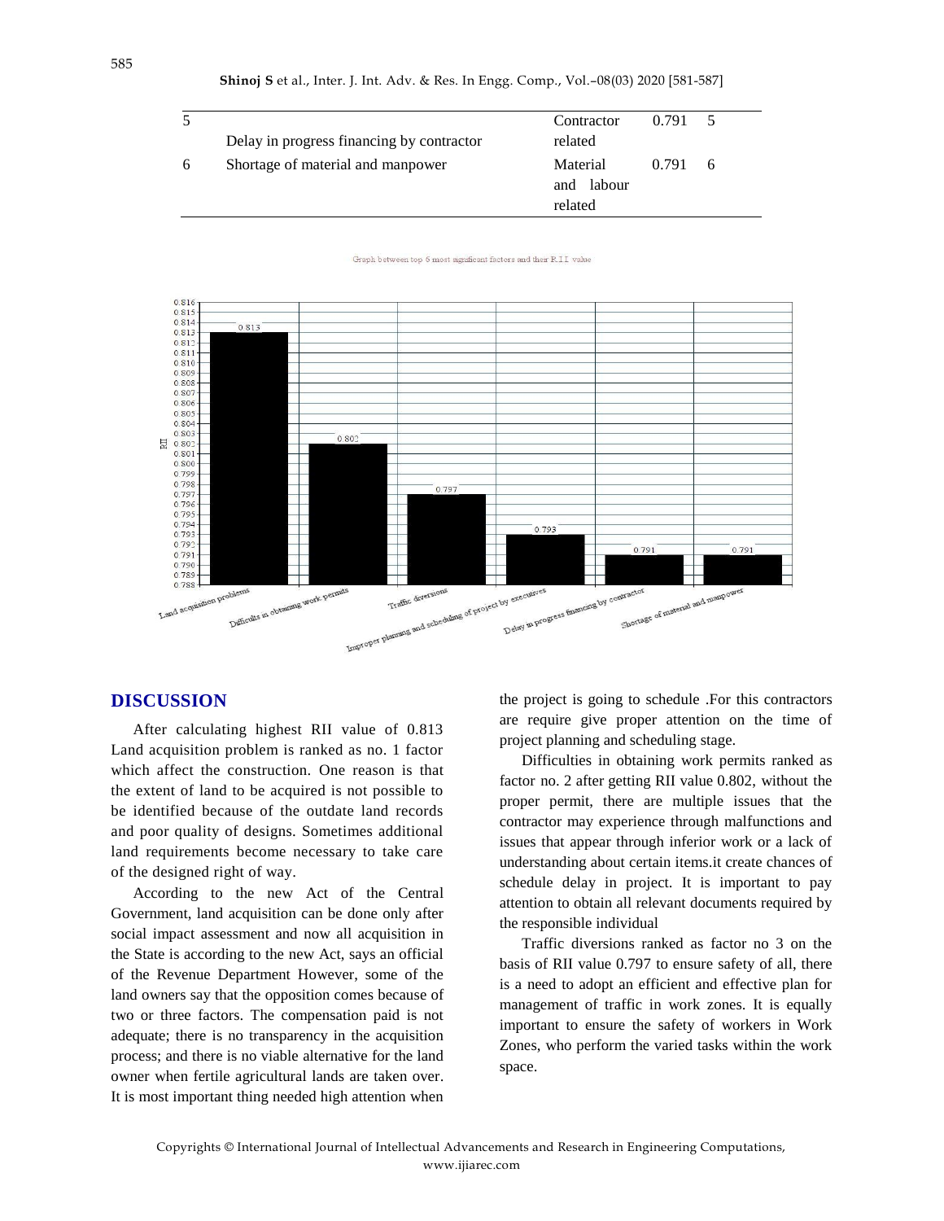| | | | | |
|---|---|---|---|---|
| 5 | Delay in progress financing by contractor | Contractor related | 0.791 | 5 |
| 6 | Shortage of material and manpower | Material and labour related | 0.791 | 6 |

Graph between top 6 most significant factors and their R.I.I value

## DISCUSSION

After calculating highest RII value of 0.813 Land acquisition problem is ranked as no. 1 factor which affect the construction. One reason is that the extent of land to be acquired is not possible to be identified because of the outdate land records and poor quality of designs. Sometimes additional land requirements become necessary to take care of the designed right of way.

According to the new Act of the Central Government, land acquisition can be done only after social impact assessment and now all acquisition in the State is according to the new Act, says an official of the Revenue Department However, some of the land owners say that the opposition comes because of two or three factors. The compensation paid is not adequate; there is no transparency in the acquisition process; and there is no viable alternative for the land owner when fertile agricultural lands are taken over. It is most important thing needed high attention when the project is going to schedule .For this contractors are require give proper attention on the time of project planning and scheduling stage.

Difficulties in obtaining work permits ranked as factor no. 2 after getting RII value 0.802, without the proper permit, there are multiple issues that the contractor may experience through malfunctions and issues that appear through inferior work or a lack of understanding about certain items.it create chances of schedule delay in project. It is important to pay attention to obtain all relevant documents required by the responsible individual

Traffic diversions ranked as factor no 3 on the basis of RII value 0.797 to ensure safety of all, there is a need to adopt an efficient and effective plan for management of traffic in work zones. It is equally important to ensure the safety of workers in Work Zones, who perform the varied tasks within the work space.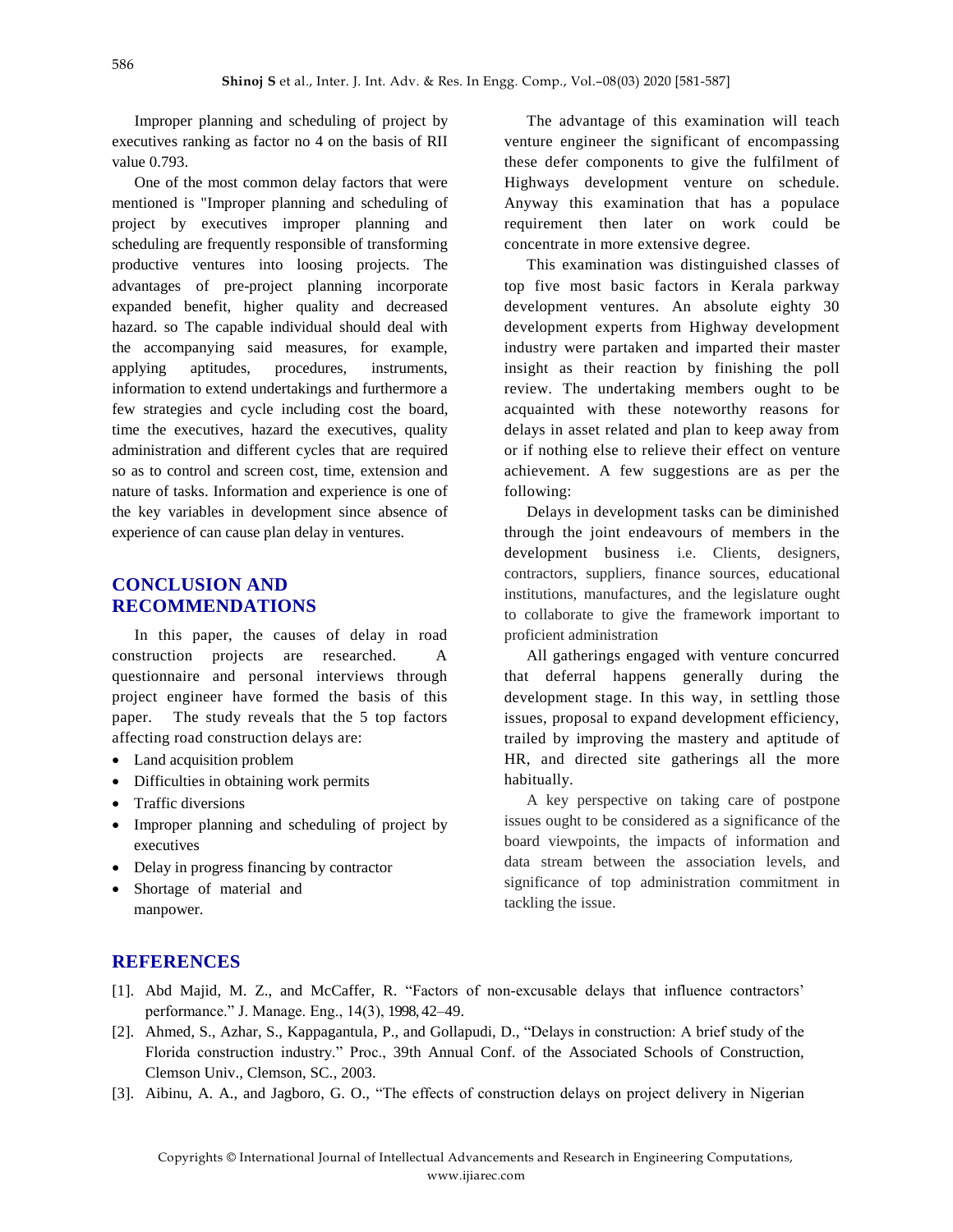Improper planning and scheduling of project by executives ranking as factor no 4 on the basis of RII value 0.793.

One of the most common delay factors that were mentioned is "Improper planning and scheduling of project by executives improper planning and scheduling are frequently responsible of transforming productive ventures into loosing projects. The advantages of pre-project planning incorporate expanded benefit, higher quality and decreased hazard. so The capable individual should deal with the accompanying said measures, for example, applying aptitudes, procedures, instruments, information to extend undertakings and furthermore a few strategies and cycle including cost the board, time the executives, hazard the executives, quality administration and different cycles that are required so as to control and screen cost, time, extension and nature of tasks. Information and experience is one of the key variables in development since absence of experience of can cause plan delay in ventures.

## CONCLUSION AND RECOMMENDATIONS

In this paper, the causes of delay in road construction projects are researched. A questionnaire and personal interviews through project engineer have formed the basis of this paper. The study reveals that the 5 top factors affecting road construction delays are:

- Land acquisition problem
- Difficulties in obtaining work permits
- Traffic diversions
- Improper planning and scheduling of project by executives
- Delay in progress financing by contractor
- Shortage of material and manpower.

The advantage of this examination will teach venture engineer the significant of encompassing these defer components to give the fulfilment of Highways development venture on schedule. Anyway this examination that has a populace requirement then later on work could be concentrate in more extensive degree.

This examination was distinguished classes of top five most basic factors in Kerala parkway development ventures. An absolute eighty 30 development experts from Highway development industry were partaken and imparted their master insight as their reaction by finishing the poll review. The undertaking members ought to be acquainted with these noteworthy reasons for delays in asset related and plan to keep away from or if nothing else to relieve their effect on venture achievement. A few suggestions are as per the following:

Delays in development tasks can be diminished through the joint endeavours of members in the development business i.e. Clients, designers, contractors, suppliers, finance sources, educational institutions, manufactures, and the legislature ought to collaborate to give the framework important to proficient administration

All gatherings engaged with venture concurred that deferral happens generally during the development stage. In this way, in settling those issues, proposal to expand development efficiency, trailed by improving the mastery and aptitude of HR, and directed site gatherings all the more habitually.

A key perspective on taking care of postpone issues ought to be considered as a significance of the board viewpoints, the impacts of information and data stream between the association levels, and significance of top administration commitment in tackling the issue.

## REFERENCES

[1]. Abd Majid, M. Z., and McCaffer, R. "Factors of non-excusable delays that influence contractors' performance." J. Manage. Eng., 14(3), 1998, 42–49.

[2]. Ahmed, S., Azhar, S., Kappagantula, P., and Gollapudi, D., "Delays in construction: A brief study of the Florida construction industry." Proc., 39th Annual Conf. of the Associated Schools of Construction, Clemson Univ., Clemson, SC., 2003.

[3]. Aibinu, A. A., and Jagboro, G. O., "The effects of construction delays on project delivery in Nigerian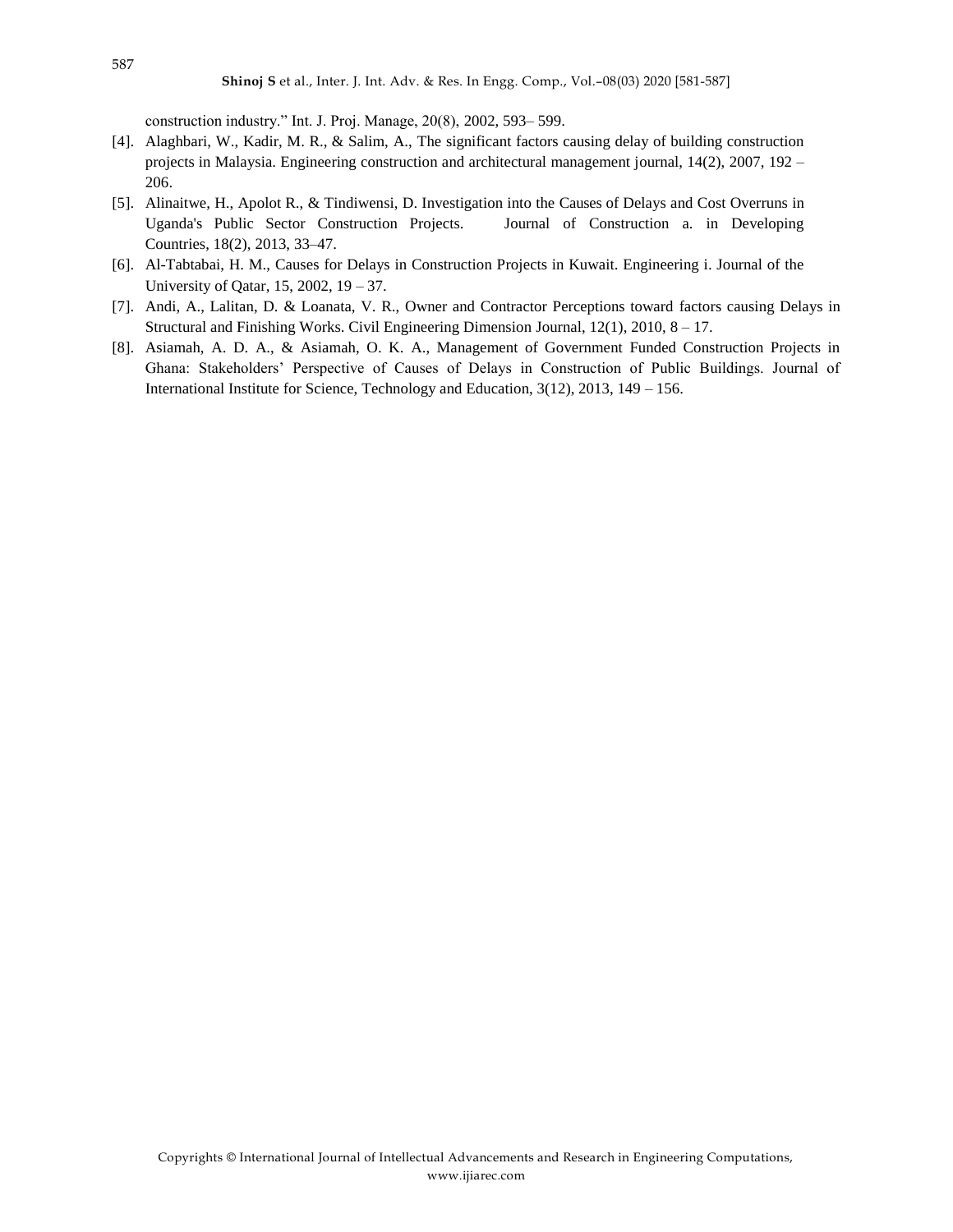construction industry." Int. J. Proj. Manage, 20(8), 2002, 593– 599.

[4]. Alaghbari, W., Kadir, M. R., & Salim, A., The significant factors causing delay of building construction projects in Malaysia. Engineering construction and architectural management journal, 14(2), 2007, 192 – 206.

[5]. Alinaitwe, H., Apolot R., & Tindiwensi, D. Investigation into the Causes of Delays and Cost Overruns in Uganda's Public Sector Construction Projects. Journal of Construction a. in Developing Countries, 18(2), 2013, 33–47.

[6]. Al-Tabtabai, H. M., Causes for Delays in Construction Projects in Kuwait. Engineering i. Journal of the University of Qatar, 15, 2002, 19 – 37.

[7]. Andi, A., Lalitan, D. & Loanata, V. R., Owner and Contractor Perceptions toward factors causing Delays in Structural and Finishing Works. Civil Engineering Dimension Journal, 12(1), 2010, 8 – 17.

[8]. Asiamah, A. D. A., & Asiamah, O. K. A., Management of Government Funded Construction Projects in Ghana: Stakeholders' Perspective of Causes of Delays in Construction of Public Buildings. Journal of International Institute for Science, Technology and Education, 3(12), 2013, 149 – 156.